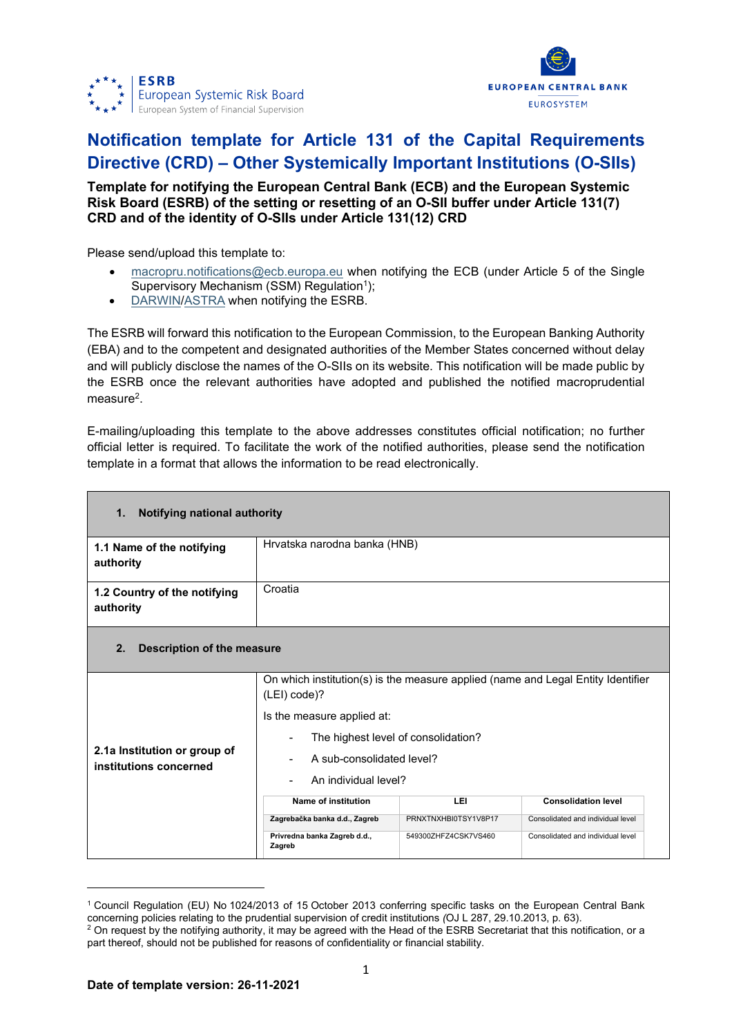ESRB
European Systemic Risk Board
European System of Financial Supervision

EUROPEAN CENTRAL BANK
EUROSYSTEM

# Notification template for Article 131 of the Capital Requirements Directive (CRD) – Other Systemically Important Institutions (O-SIIs)

**Template for notifying the European Central Bank (ECB) and the European Systemic Risk Board (ESRB) of the setting or resetting of an O-SII buffer under Article 131(7) CRD and of the identity of O-SIIs under Article 131(12) CRD**

Please send/upload this template to:

- macropru.notifications@ecb.europa.eu when notifying the ECB (under Article 5 of the Single Supervisory Mechanism (SSM) Regulation[1]);
- DARWIN/ASTRA when notifying the ESRB.

The ESRB will forward this notification to the European Commission, to the European Banking Authority (EBA) and to the competent and designated authorities of the Member States concerned without delay and will publicly disclose the names of the O-SIIs on its website. This notification will be made public by the ESRB once the relevant authorities have adopted and published the notified macroprudential measure[2].

E-mailing/uploading this template to the above addresses constitutes official notification; no further official letter is required. To facilitate the work of the notified authorities, please send the notification template in a format that allows the information to be read electronically.

| **1. Notifying national authority** | |
|---|---|
| **1.1 Name of the notifying authority** | Hrvatska narodna banka (HNB) |
| **1.2 Country of the notifying authority** | Croatia |
| **2. Description of the measure** | |
| **2.1a Institution or group of institutions concerned** | On which institution(s) is the measure applied (name and Legal Entity Identifier (LEI) code)?<br><br>Is the measure applied at:<br>- The highest level of consolidation?<br>- A sub-consolidated level?<br>- An individual level? |

| Name of institution | LEI | Consolidation level |
|---|---|---|
| Zagrebačka banka d.d., Zagreb | PRNXTNXHBI0TSY1V8P17 | Consolidated and individual level |
| Privredna banka Zagreb d.d., Zagreb | 549300ZHFZ4CSK7VS460 | Consolidated and individual level |

[1] Council Regulation (EU) No 1024/2013 of 15 October 2013 conferring specific tasks on the European Central Bank concerning policies relating to the prudential supervision of credit institutions (OJ L 287, 29.10.2013, p. 63).

[2] On request by the notifying authority, it may be agreed with the Head of the ESRB Secretariat that this notification, or a part thereof, should not be published for reasons of confidentiality or financial stability.

**Date of template version: 26-11-2021**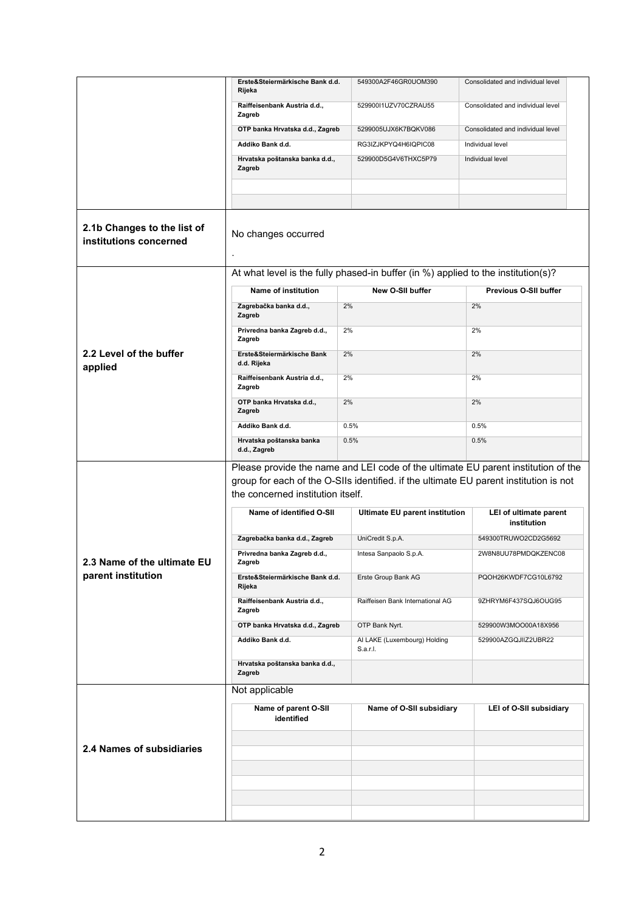| | | | |
|---|---|---|---|
| | **Erste&Steiermärkische Bank d.d. Rijeka** | 549300A2F46GR0UOM390 | Consolidated and individual level |
| | **Raiffeisenbank Austria d.d., Zagreb** | 529900I1UZV70CZRAU55 | Consolidated and individual level |
| | **OTP banka Hrvatska d.d., Zagreb** | 5299005UJX6K7BQKV086 | Consolidated and individual level |
| | **Addiko Bank d.d.** | RG3IZJKPYQ4H6IQPIC08 | Individual level |
| | **Hrvatska poštanska banka d.d., Zagreb** | 529900D5G4V6THXC5P79 | Individual level |
| | | | |
| | | | |

| | |
|---|---|
| **2.1b Changes to the list of institutions concerned** | No changes occurred<br>. |

**2.2 Level of the buffer applied**

At what level is the fully phased-in buffer (in %) applied to the institution(s)?

| Name of institution | New O-SII buffer | Previous O-SII buffer |
|---|---|---|
| **Zagrebačka banka d.d., Zagreb** | 2% | 2% |
| **Privredna banka Zagreb d.d., Zagreb** | 2% | 2% |
| **Erste&Steiermärkische Bank d.d. Rijeka** | 2% | 2% |
| **Raiffeisenbank Austria d.d., Zagreb** | 2% | 2% |
| **OTP banka Hrvatska d.d., Zagreb** | 2% | 2% |
| **Addiko Bank d.d.** | 0.5% | 0.5% |
| **Hrvatska poštanska banka d.d., Zagreb** | 0.5% | 0.5% |

**2.3 Name of the ultimate EU parent institution**

Please provide the name and LEI code of the ultimate EU parent institution of the group for each of the O-SIIs identified. if the ultimate EU parent institution is not the concerned institution itself.

| Name of identified O-SII | Ultimate EU parent institution | LEI of ultimate parent institution |
|---|---|---|
| **Zagrebačka banka d.d., Zagreb** | UniCredit S.p.A. | 549300TRUWO2CD2G5692 |
| **Privredna banka Zagreb d.d., Zagreb** | Intesa Sanpaolo S.p.A. | 2W8N8UU78PMDQKZENC08 |
| **Erste&Steiermärkische Bank d.d. Rijeka** | Erste Group Bank AG | PQOH26KWDF7CG10L6792 |
| **Raiffeisenbank Austria d.d., Zagreb** | Raiffeisen Bank International AG | 9ZHRYM6F437SQJ6OUG95 |
| **OTP banka Hrvatska d.d., Zagreb** | OTP Bank Nyrt. | 529900W3MOO00A18X956 |
| **Addiko Bank d.d.** | AI LAKE (Luxembourg) Holding S.a.r.l. | 529900AZGQJIIZ2UBR22 |
| **Hrvatska poštanska banka d.d., Zagreb** | | |

**2.4 Names of subsidiaries**

Not applicable

| Name of parent O-SII identified | Name of O-SII subsidiary | LEI of O-SII subsidiary |
|---|---|---|
| | | |
| | | |
| | | |
| | | |
| | | |
| | | |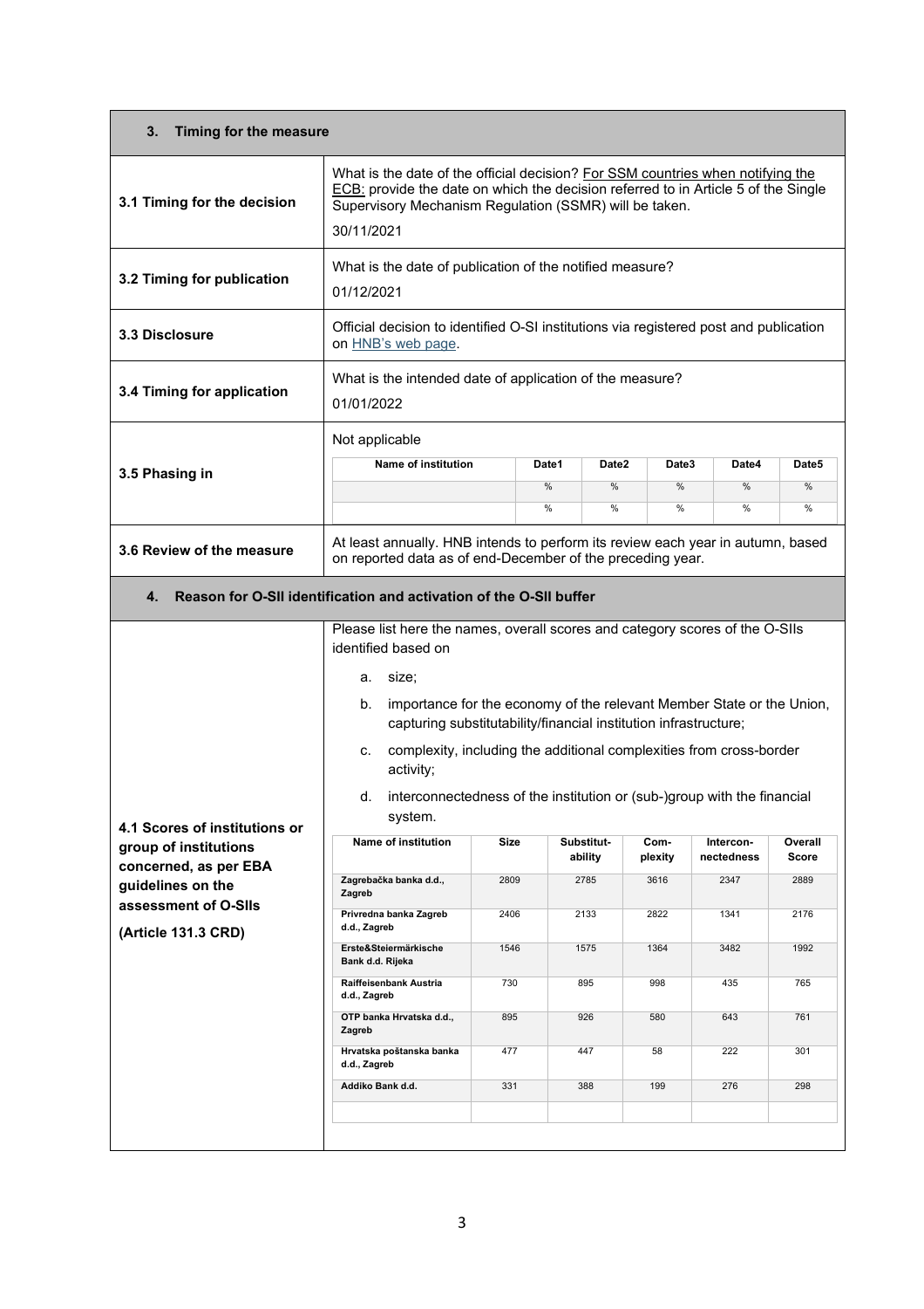| **3. Timing for the measure** | |
|---|---|
| **3.1 Timing for the decision** | What is the date of the official decision? For SSM countries when notifying the ECB: provide the date on which the decision referred to in Article 5 of the Single Supervisory Mechanism Regulation (SSMR) will be taken.<br><br>30/11/2021 |
| **3.2 Timing for publication** | What is the date of publication of the notified measure?<br><br>01/12/2021 |
| **3.3 Disclosure** | Official decision to identified O-SI institutions via registered post and publication on HNB's web page. |
| **3.4 Timing for application** | What is the intended date of application of the measure?<br><br>01/01/2022 |
| **3.5 Phasing in** | Not applicable |
| **3.6 Review of the measure** | At least annually. HNB intends to perform its review each year in autumn, based on reported data as of end-December of the preceding year. |

| Name of institution | Date1 | Date2 | Date3 | Date4 | Date5 |
|---|---|---|---|---|---|
| | % | % | % | % | % |
| | % | % | % | % | % |

## 4. Reason for O-SII identification and activation of the O-SII buffer

**4.1 Scores of institutions or group of institutions concerned, as per EBA guidelines on the assessment of O-SIIs (Article 131.3 CRD)**

Please list here the names, overall scores and category scores of the O-SIIs identified based on

a. size;

b. importance for the economy of the relevant Member State or the Union, capturing substitutability/financial institution infrastructure;

c. complexity, including the additional complexities from cross-border activity;

d. interconnectedness of the institution or (sub-)group with the financial system.

| Name of institution | Size | Substitut-ability | Com-plexity | Intercon-nectedness | Overall Score |
|---|---|---|---|---|---|
| Zagrebačka banka d.d., Zagreb | 2809 | 2785 | 3616 | 2347 | 2889 |
| Privredna banka Zagreb d.d., Zagreb | 2406 | 2133 | 2822 | 1341 | 2176 |
| Erste&Steiermärkische Bank d.d. Rijeka | 1546 | 1575 | 1364 | 3482 | 1992 |
| Raiffeisenbank Austria d.d., Zagreb | 730 | 895 | 998 | 435 | 765 |
| OTP banka Hrvatska d.d., Zagreb | 895 | 926 | 580 | 643 | 761 |
| Hrvatska poštanska banka d.d., Zagreb | 477 | 447 | 58 | 222 | 301 |
| Addiko Bank d.d. | 331 | 388 | 199 | 276 | 298 |
| | | | | | |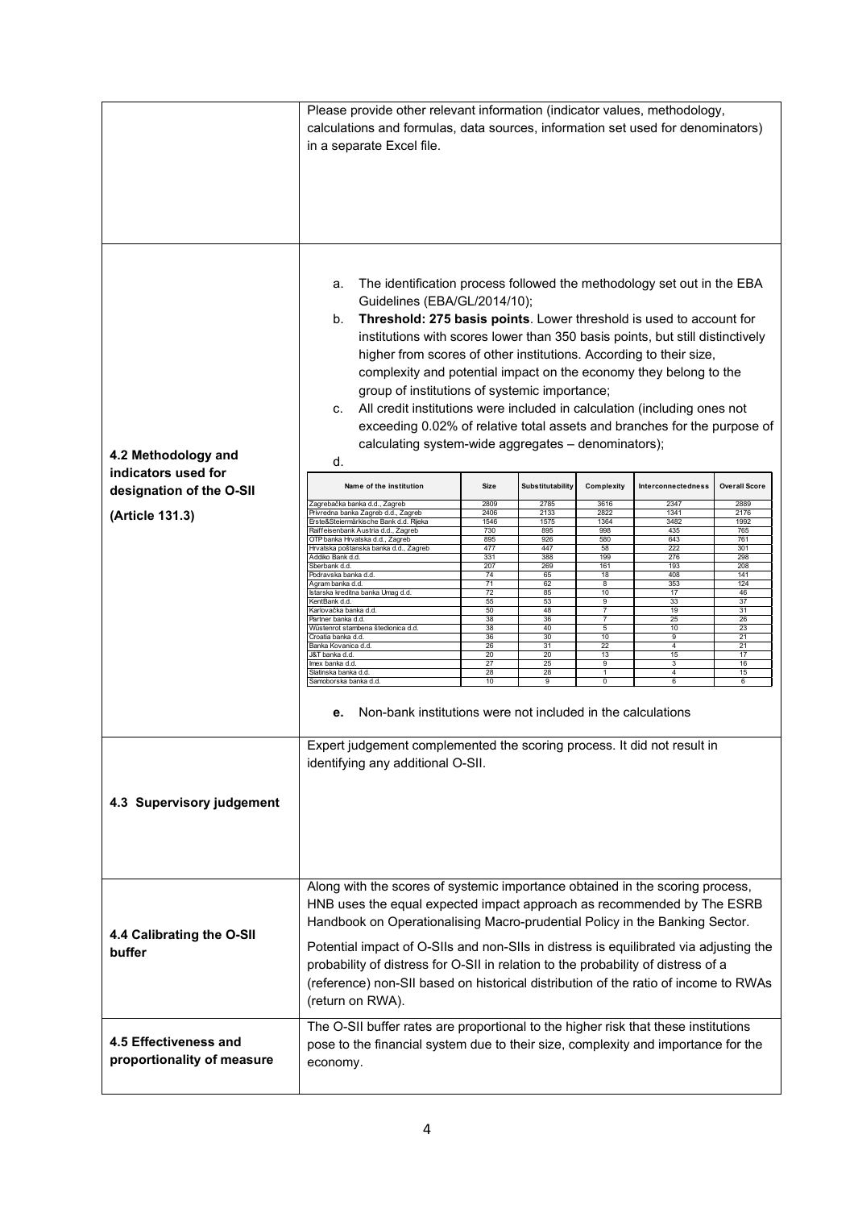| | |
|---|---|
| | Please provide other relevant information (indicator values, methodology, calculations and formulas, data sources, information set used for denominators) in a separate Excel file. |
| **4.2 Methodology and indicators used for designation of the O-SII (Article 131.3)** | a. The identification process followed the methodology set out in the EBA Guidelines (EBA/GL/2014/10);<br>b. **Threshold: 275 basis points**. Lower threshold is used to account for institutions with scores lower than 350 basis points, but still distinctively higher from scores of other institutions. According to their size, complexity and potential impact on the economy they belong to the group of institutions of systemic importance;<br>c. All credit institutions were included in calculation (including ones not exceeding 0.02% of relative total assets and branches for the purpose of calculating system-wide aggregates – denominators);<br>d. (see table below)<br>**e.** Non-bank institutions were not included in the calculations |
| **4.3 Supervisory judgement** | Expert judgement complemented the scoring process. It did not result in identifying any additional O-SII. |
| **4.4 Calibrating the O-SII buffer** | Along with the scores of systemic importance obtained in the scoring process, HNB uses the equal expected impact approach as recommended by The ESRB Handbook on Operationalising Macro-prudential Policy in the Banking Sector.<br><br>Potential impact of O-SIIs and non-SIIs in distress is equilibrated via adjusting the probability of distress for O-SII in relation to the probability of distress of a (reference) non-SII based on historical distribution of the ratio of income to RWAs (return on RWA). |
| **4.5 Effectiveness and proportionality of measure** | The O-SII buffer rates are proportional to the higher risk that these institutions pose to the financial system due to their size, complexity and importance for the economy. |

| Name of the institution | Size | Substitutability | Complexity | Interconnectedness | Overall Score |
|---|---|---|---|---|---|
| Zagrebačka banka d.d., Zagreb | 2809 | 2785 | 3616 | 2347 | 2889 |
| Privredna banka Zagreb d.d., Zagreb | 2406 | 2133 | 2822 | 1341 | 2176 |
| Erste&Steiermärkische Bank d.d. Rijeka | 1546 | 1575 | 1364 | 3482 | 1992 |
| Raiffeisenbank Austria d.d., Zagreb | 730 | 895 | 998 | 435 | 765 |
| OTP banka Hrvatska d.d., Zagreb | 895 | 926 | 580 | 643 | 761 |
| Hrvatska poštanska banka d.d., Zagreb | 477 | 447 | 58 | 222 | 301 |
| Addiko Bank d.d. | 331 | 388 | 199 | 276 | 298 |
| Sberbank d.d. | 207 | 269 | 161 | 193 | 208 |
| Podravska banka d.d. | 74 | 65 | 18 | 408 | 141 |
| Agram banka d.d. | 71 | 62 | 8 | 353 | 124 |
| Istarska kreditna banka Umag d.d. | 72 | 85 | 10 | 17 | 46 |
| KentBank d.d. | 55 | 53 | 9 | 33 | 37 |
| Karlovačka banka d.d. | 50 | 48 | 7 | 19 | 31 |
| Partner banka d.d. | 38 | 36 | 7 | 25 | 26 |
| Wüstenrot stambena štedionica d.d. | 38 | 40 | 5 | 10 | 23 |
| Croatia banka d.d. | 36 | 30 | 10 | 9 | 21 |
| Banka Kovanica d.d. | 26 | 31 | 22 | 4 | 21 |
| J&T banka d.d. | 20 | 20 | 13 | 15 | 17 |
| Imex banka d.d. | 27 | 25 | 9 | 3 | 16 |
| Slatinska banka d.d. | 28 | 28 | 1 | 4 | 15 |
| Samoborska banka d.d. | 10 | 9 | 0 | 6 | 6 |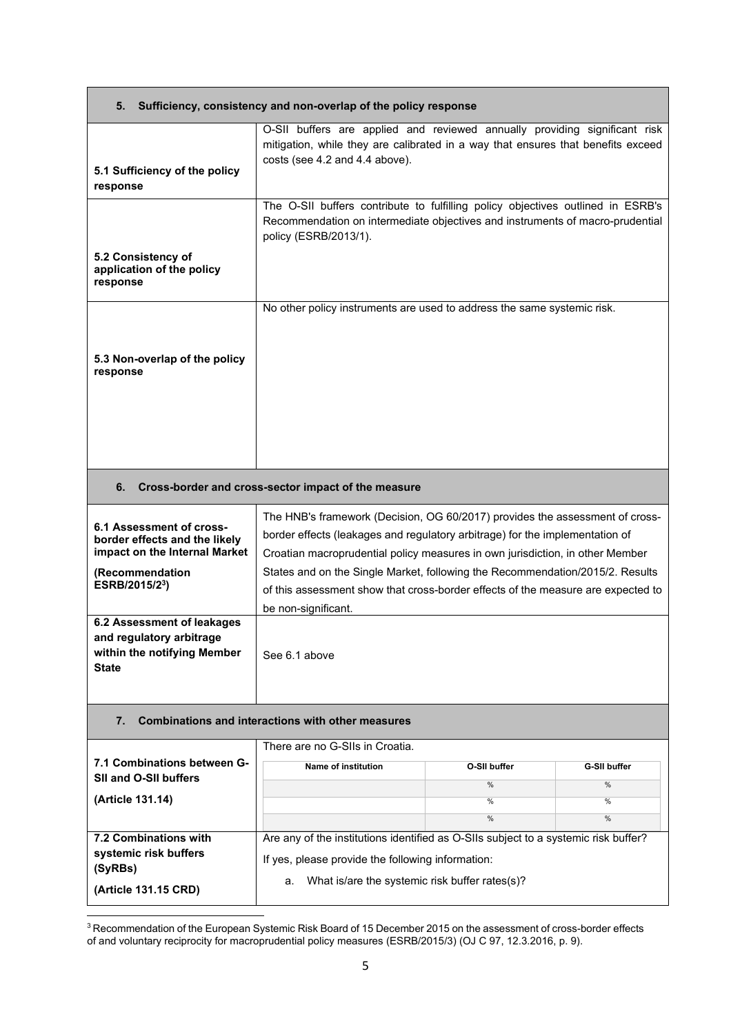| 5. Sufficiency, consistency and non-overlap of the policy response | |
|---|---|
| **5.1 Sufficiency of the policy response** | O-SII buffers are applied and reviewed annually providing significant risk mitigation, while they are calibrated in a way that ensures that benefits exceed costs (see 4.2 and 4.4 above). |
| **5.2 Consistency of application of the policy response** | The O-SII buffers contribute to fulfilling policy objectives outlined in ESRB's Recommendation on intermediate objectives and instruments of macro-prudential policy (ESRB/2013/1). |
| **5.3 Non-overlap of the policy response** | No other policy instruments are used to address the same systemic risk. |

| 6. Cross-border and cross-sector impact of the measure | |
|---|---|
| **6.1 Assessment of cross-border effects and the likely impact on the Internal Market (Recommendation ESRB/2015/2[3])** | The HNB's framework (Decision, OG 60/2017) provides the assessment of cross-border effects (leakages and regulatory arbitrage) for the implementation of Croatian macroprudential policy measures in own jurisdiction, in other Member States and on the Single Market, following the Recommendation/2015/2. Results of this assessment show that cross-border effects of the measure are expected to be non-significant. |
| **6.2 Assessment of leakages and regulatory arbitrage within the notifying Member State** | See 6.1 above |

| 7. Combinations and interactions with other measures | |
|---|---|
| **7.1 Combinations between G-SII and O-SII buffers (Article 131.14)** | There are no G-SIIs in Croatia. |
| **7.2 Combinations with systemic risk buffers (SyRBs) (Article 131.15 CRD)** | Are any of the institutions identified as O-SIIs subject to a systemic risk buffer?<br>If yes, please provide the following information:<br>a. What is/are the systemic risk buffer rates(s)? |

| Name of institution | O-SII buffer | G-SII buffer |
|---|---|---|
| | % | % |
| | % | % |
| | % | % |

[3] Recommendation of the European Systemic Risk Board of 15 December 2015 on the assessment of cross-border effects of and voluntary reciprocity for macroprudential policy measures (ESRB/2015/3) (OJ C 97, 12.3.2016, p. 9).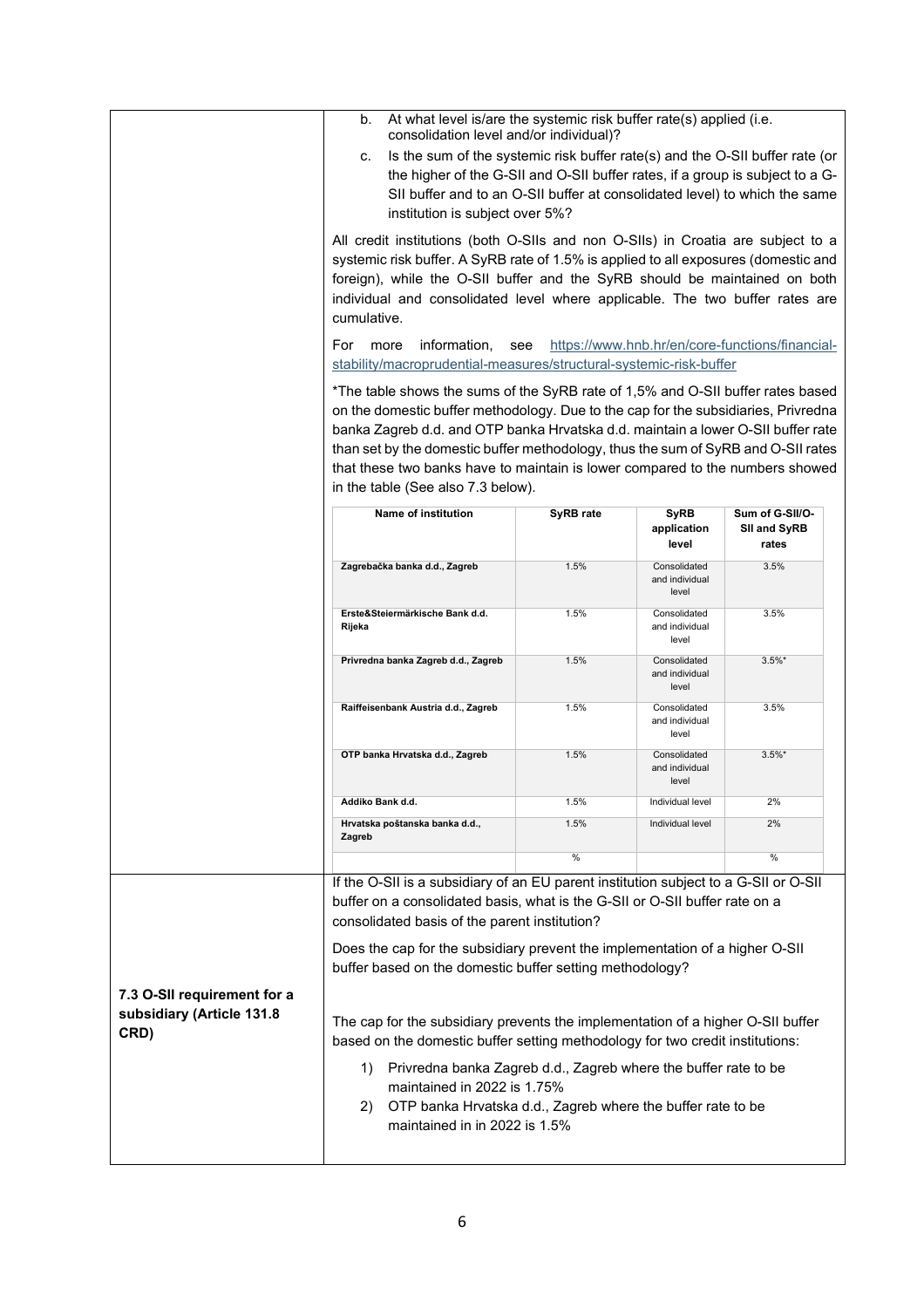b. At what level is/are the systemic risk buffer rate(s) applied (i.e. consolidation level and/or individual)?

c. Is the sum of the systemic risk buffer rate(s) and the O-SII buffer rate (or the higher of the G-SII and O-SII buffer rates, if a group is subject to a G-SII buffer and to an O-SII buffer at consolidated level) to which the same institution is subject over 5%?

All credit institutions (both O-SIIs and non O-SIIs) in Croatia are subject to a systemic risk buffer. A SyRB rate of 1.5% is applied to all exposures (domestic and foreign), while the O-SII buffer and the SyRB should be maintained on both individual and consolidated level where applicable. The two buffer rates are cumulative.

For more information, see https://www.hnb.hr/en/core-functions/financial-stability/macroprudential-measures/structural-systemic-risk-buffer

*The table shows the sums of the SyRB rate of 1,5% and O-SII buffer rates based on the domestic buffer methodology. Due to the cap for the subsidiaries, Privredna banka Zagreb d.d. and OTP banka Hrvatska d.d. maintain a lower O-SII buffer rate than set by the domestic buffer methodology, thus the sum of SyRB and O-SII rates that these two banks have to maintain is lower compared to the numbers showed in the table (See also 7.3 below).

| Name of institution | SyRB rate | SyRB application level | Sum of G-SII/O-SII and SyRB rates |
|---|---|---|---|
| Zagrebačka banka d.d., Zagreb | 1.5% | Consolidated and individual level | 3.5% |
| Erste&Steiermärkische Bank d.d. Rijeka | 1.5% | Consolidated and individual level | 3.5% |
| Privredna banka Zagreb d.d., Zagreb | 1.5% | Consolidated and individual level | 3.5%* |
| Raiffeisenbank Austria d.d., Zagreb | 1.5% | Consolidated and individual level | 3.5% |
| OTP banka Hrvatska d.d., Zagreb | 1.5% | Consolidated and individual level | 3.5%* |
| Addiko Bank d.d. | 1.5% | Individual level | 2% |
| Hrvatska poštanska banka d.d., Zagreb | 1.5% | Individual level | 2% |
| | % | | % |

**7.3 O-SII requirement for a subsidiary (Article 131.8 CRD)**

If the O-SII is a subsidiary of an EU parent institution subject to a G-SII or O-SII buffer on a consolidated basis, what is the G-SII or O-SII buffer rate on a consolidated basis of the parent institution?

Does the cap for the subsidiary prevent the implementation of a higher O-SII buffer based on the domestic buffer setting methodology?

The cap for the subsidiary prevents the implementation of a higher O-SII buffer based on the domestic buffer setting methodology for two credit institutions:

1) Privredna banka Zagreb d.d., Zagreb where the buffer rate to be maintained in 2022 is 1.75%
2) OTP banka Hrvatska d.d., Zagreb where the buffer rate to be maintained in in 2022 is 1.5%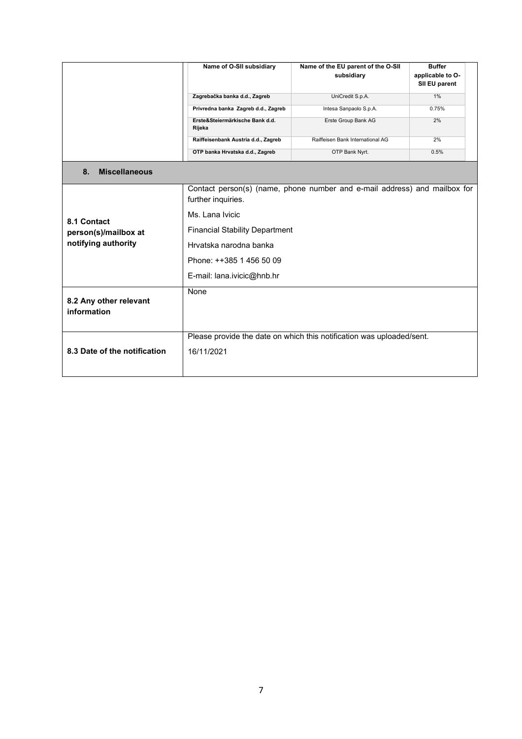| Name of O-SII subsidiary | Name of the EU parent of the O-SII subsidiary | Buffer applicable to O-SII EU parent |
|---|---|---|
| Zagrebačka banka d.d., Zagreb | UniCredit S.p.A. | 1% |
| Privredna banka Zagreb d.d., Zagreb | Intesa Sanpaolo S.p.A. | 0.75% |
| Erste&Steiermärkische Bank d.d. Rijeka | Erste Group Bank AG | 2% |
| Raiffeisenbank Austria d.d., Zagreb | Raiffeisen Bank International AG | 2% |
| OTP banka Hrvatska d.d., Zagreb | OTP Bank Nyrt. | 0.5% |

## 8. Miscellaneous

| | |
|---|---|
| **8.1 Contact person(s)/mailbox at notifying authority** | Contact person(s) (name, phone number and e-mail address) and mailbox for further inquiries.<br><br>Ms. Lana Ivicic<br><br>Financial Stability Department<br><br>Hrvatska narodna banka<br><br>Phone: ++385 1 456 50 09<br><br>E-mail: lana.ivicic@hnb.hr |
| **8.2 Any other relevant information** | None |
| **8.3 Date of the notification** | Please provide the date on which this notification was uploaded/sent.<br><br>16/11/2021 |